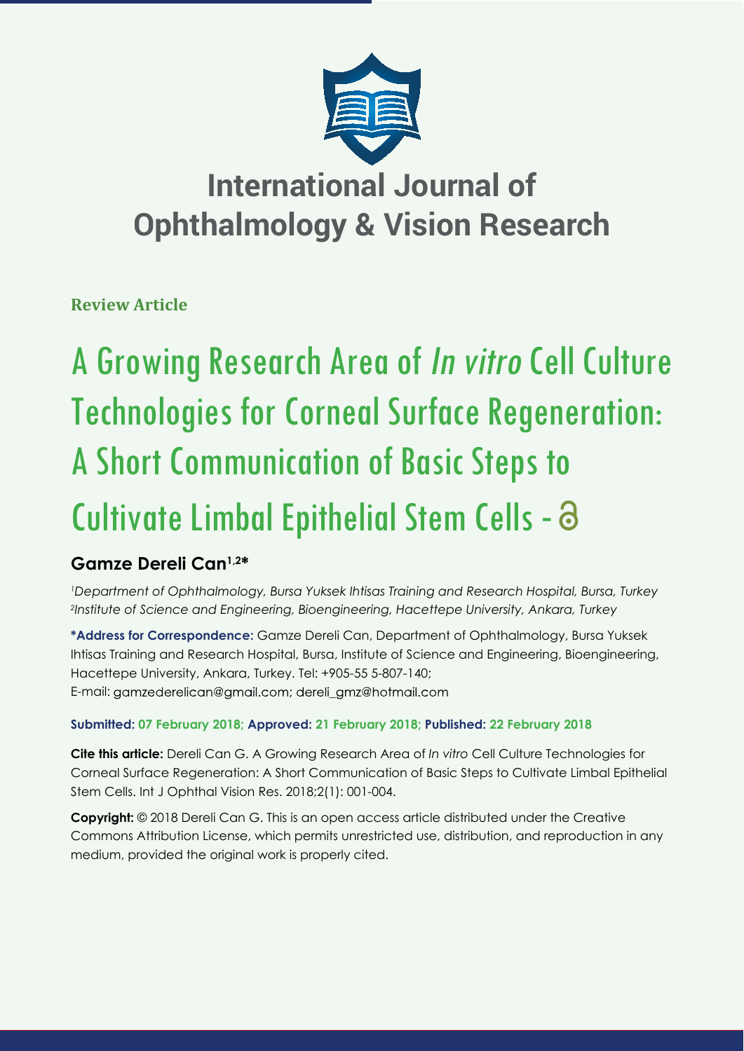# International Journal of Ophthalmology & Vision Research

**Review Article**

# A Growing Research Area of *In vitro* Cell Culture Technologies for Corneal Surface Regeneration: A Short Communication of Basic Steps to Cultivate Limbal Epithelial Stem Cells

**Gamze Dereli Can[1,2*]**

*[1]Department of Ophthalmology, Bursa Yuksek Ihtisas Training and Research Hospital, Bursa, Turkey*
*[2]Institute of Science and Engineering, Bioengineering, Hacettepe University, Ankara, Turkey*

**\*Address for Correspondence:** Gamze Dereli Can, Department of Ophthalmology, Bursa Yuksek Ihtisas Training and Research Hospital, Bursa, Institute of Science and Engineering, Bioengineering, Hacettepe University, Ankara, Turkey. Tel: +905-55 5-807-140; E-mail: gamzederelican@gmail.com; dereli_gmz@hotmail.com

**Submitted: 07 February 2018; Approved: 21 February 2018; Published: 22 February 2018**

**Cite this article:** Dereli Can G. A Growing Research Area of *In vitro* Cell Culture Technologies for Corneal Surface Regeneration: A Short Communication of Basic Steps to Cultivate Limbal Epithelial Stem Cells. Int J Ophthal Vision Res. 2018;2(1): 001-004.

**Copyright:** © 2018 Dereli Can G. This is an open access article distributed under the Creative Commons Attribution License, which permits unrestricted use, distribution, and reproduction in any medium, provided the original work is properly cited.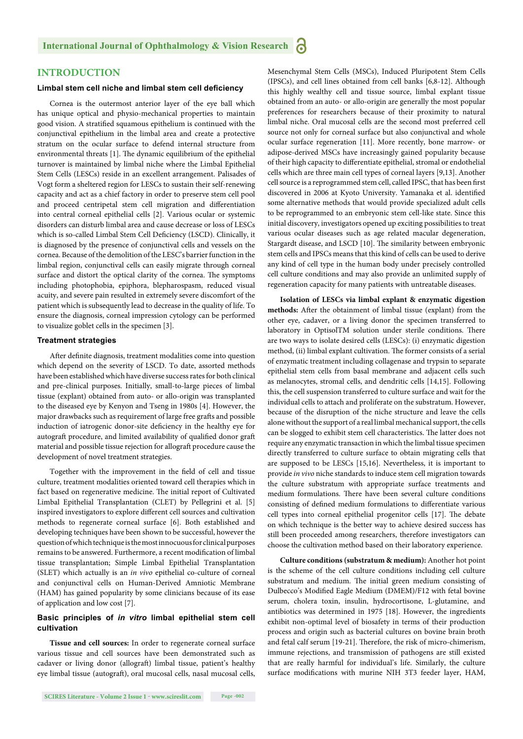## INTRODUCTION

### Limbal stem cell niche and limbal stem cell deficiency

Cornea is the outermost anterior layer of the eye ball which has unique optical and physio-mechanical properties to maintain good vision. A stratified squamous epithelium is continued with the conjunctival epithelium in the limbal area and create a protective stratum on the ocular surface to defend internal structure from environmental threats [1]. The dynamic equilibrium of the epithelial turnover is maintained by limbal niche where the Limbal Epithelial Stem Cells (LESCs) reside in an excellent arrangement. Palisades of Vogt form a sheltered region for LESCs to sustain their self-renewing capacity and act as a chief factory in order to preserve stem cell pool and proceed centripetal stem cell migration and differentiation into central corneal epithelial cells [2]. Various ocular or systemic disorders can disturb limbal area and cause decrease or loss of LESCs which is so-called Limbal Stem Cell Deficiency (LSCD). Clinically, it is diagnosed by the presence of conjunctival cells and vessels on the cornea. Because of the demolition of the LESC's barrier function in the limbal region, conjunctival cells can easily migrate through corneal surface and distort the optical clarity of the cornea. The symptoms including photophobia, epiphora, blepharospasm, reduced visual acuity, and severe pain resulted in extremely severe discomfort of the patient which is subsequently lead to decrease in the quality of life. To ensure the diagnosis, corneal impression cytology can be performed to visualize goblet cells in the specimen [3].

### Treatment strategies

After definite diagnosis, treatment modalities come into question which depend on the severity of LSCD. To date, assorted methods have been established which have diverse success rates for both clinical and pre-clinical purposes. Initially, small-to-large pieces of limbal tissue (explant) obtained from auto- or allo-origin was transplanted to the diseased eye by Kenyon and Tseng in 1980s [4]. However, the major drawbacks such as requirement of large free grafts and possible induction of iatrogenic donor-site deficiency in the healthy eye for autograft procedure, and limited availability of qualified donor graft material and possible tissue rejection for allograft procedure cause the development of novel treatment strategies.

Together with the improvement in the field of cell and tissue culture, treatment modalities oriented toward cell therapies which in fact based on regenerative medicine. The initial report of Cultivated Limbal Epithelial Transplantation (CLET) by Pellegrini et al. [5] inspired investigators to explore different cell sources and cultivation methods to regenerate corneal surface [6]. Both established and developing techniques have been shown to be successful, however the question of which technique is the most innocuous for clinical purposes remains to be answered. Furthermore, a recent modification of limbal tissue transplantation; Simple Limbal Epithelial Transplantation (SLET) which actually is an *in vivo* epithelial co-culture of corneal and conjunctival cells on Human-Derived Amniotic Membrane (HAM) has gained popularity by some clinicians because of its ease of application and low cost [7].

### Basic principles of *in vitro* limbal epithelial stem cell cultivation

**Tissue and cell sources:** In order to regenerate corneal surface various tissue and cell sources have been demonstrated such as cadaver or living donor (allograft) limbal tissue, patient's healthy eye limbal tissue (autograft), oral mucosal cells, nasal mucosal cells, Mesenchymal Stem Cells (MSCs), Induced Pluripotent Stem Cells (IPSCs), and cell lines obtained from cell banks [6,8-12]. Although this highly wealthy cell and tissue source, limbal explant tissue obtained from an auto- or allo-origin are generally the most popular preferences for researchers because of their proximity to natural limbal niche. Oral mucosal cells are the second most preferred cell source not only for corneal surface but also conjunctival and whole ocular surface regeneration [11]. More recently, bone marrow- or adipose-derived MSCs have increasingly gained popularity because of their high capacity to differentiate epithelial, stromal or endothelial cells which are three main cell types of corneal layers [9,13]. Another cell source is a reprogrammed stem cell, called IPSC, that has been first discovered in 2006 at Kyoto University. Yamanaka et al. identified some alternative methods that would provide specialized adult cells to be reprogrammed to an embryonic stem cell-like state. Since this initial discovery, investigators opened up exciting possibilities to treat various ocular diseases such as age related macular degeneration, Stargardt disease, and LSCD [10]. The similarity between embryonic stem cells and IPSCs means that this kind of cells can be used to derive any kind of cell type in the human body under precisely controlled cell culture conditions and may also provide an unlimited supply of regeneration capacity for many patients with untreatable diseases.

**Isolation of LESCs via limbal explant & enzymatic digestion methods:** After the obtainment of limbal tissue (explant) from the other eye, cadaver, or a living donor the specimen transferred to laboratory in OptisolTM solution under sterile conditions. There are two ways to isolate desired cells (LESCs): (i) enzymatic digestion method, (ii) limbal explant cultivation. The former consists of a serial of enzymatic treatment including collagenase and trypsin to separate epithelial stem cells from basal membrane and adjacent cells such as melanocytes, stromal cells, and dendritic cells [14,15]. Following this, the cell suspension transferred to culture surface and wait for the individual cells to attach and proliferate on the substratum. However, because of the disruption of the niche structure and leave the cells alone without the support of a real limbal mechanical support, the cells can be slogged to exhibit stem cell characteristics. The latter does not require any enzymatic transaction in which the limbal tissue specimen directly transferred to culture surface to obtain migrating cells that are supposed to be LESCs [15,16]. Nevertheless, it is important to provide *in vivo* niche standards to induce stem cell migration towards the culture substratum with appropriate surface treatments and medium formulations. There have been several culture conditions consisting of defined medium formulations to differentiate various cell types into corneal epithelial progenitor cells [17]. The debate on which technique is the better way to achieve desired success has still been proceeded among researchers, therefore investigators can choose the cultivation method based on their laboratory experience.

**Culture conditions (substratum & medium):** Another hot point is the scheme of the cell culture conditions including cell culture substratum and medium. The initial green medium consisting of Dulbecco's Modified Eagle Medium (DMEM)/F12 with fetal bovine serum, cholera toxin, insulin, hydrocortisone, L-glutamine, and antibiotics was determined in 1975 [18]. However, the ingredients exhibit non-optimal level of biosafety in terms of their production process and origin such as bacterial cultures on bovine brain broth and fetal calf serum [19-21]. Therefore, the risk of micro-chimerism, immune rejections, and transmission of pathogens are still existed that are really harmful for individual's life. Similarly, the culture surface modifications with murine NIH 3T3 feeder layer, HAM,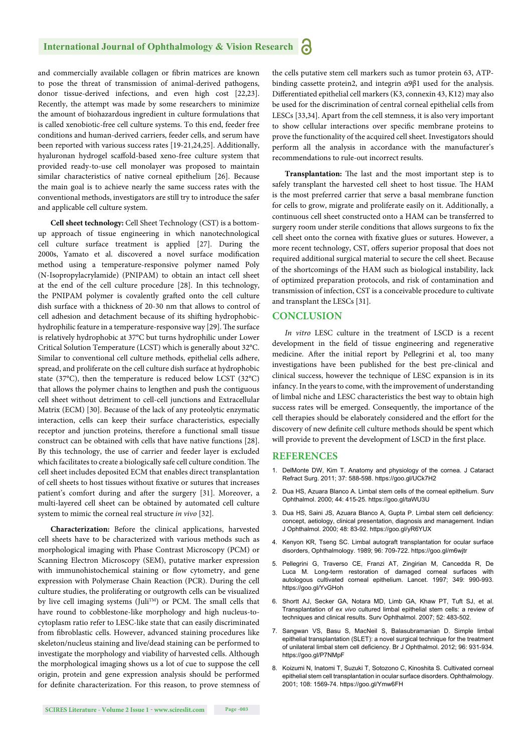and commercially available collagen or fibrin matrices are known to pose the threat of transmission of animal-derived pathogens, donor tissue-derived infections, and even high cost [22,23]. Recently, the attempt was made by some researchers to minimize the amount of biohazardous ingredient in culture formulations that is called xenobiotic-free cell culture systems. To this end, feeder free conditions and human-derived carriers, feeder cells, and serum have been reported with various success rates [19-21,24,25]. Additionally, hyaluronan hydrogel scaffold-based xeno-free culture system that provided ready-to-use cell monolayer was proposed to maintain similar characteristics of native corneal epithelium [26]. Because the main goal is to achieve nearly the same success rates with the conventional methods, investigators are still try to introduce the safer and applicable cell culture system.

**Cell sheet technology:** Cell Sheet Technology (CST) is a bottom-up approach of tissue engineering in which nanotechnological cell culture surface treatment is applied [27]. During the 2000s, Yamato et al. discovered a novel surface modification method using a temperature-responsive polymer named Poly (N-Isopropylacrylamide) (PNIPAM) to obtain an intact cell sheet at the end of the cell culture procedure [28]. In this technology, the PNIPAM polymer is covalently grafted onto the cell culture dish surface with a thickness of 20-30 nm that allows to control of cell adhesion and detachment because of its shifting hydrophobic-hydrophilic feature in a temperature-responsive way [29]. The surface is relatively hydrophobic at 37°C but turns hydrophilic under Lower Critical Solution Temperature (LCST) which is generally about 32°C. Similar to conventional cell culture methods, epithelial cells adhere, spread, and proliferate on the cell culture dish surface at hydrophobic state (37°C), then the temperature is reduced below LCST (32°C) that allows the polymer chains to lengthen and push the contiguous cell sheet without detriment to cell-cell junctions and Extracellular Matrix (ECM) [30]. Because of the lack of any proteolytic enzymatic interaction, cells can keep their surface characteristics, especially receptor and junction proteins, therefore a functional small tissue construct can be obtained with cells that have native functions [28]. By this technology, the use of carrier and feeder layer is excluded which facilitates to create a biologically safe cell culture condition. The cell sheet includes deposited ECM that enables direct transplantation of cell sheets to host tissues without fixative or sutures that increases patient's comfort during and after the surgery [31]. Moreover, a multi-layered cell sheet can be obtained by automated cell culture system to mimic the corneal real structure *in vivo* [32].

**Characterization:** Before the clinical applications, harvested cell sheets have to be characterized with various methods such as morphological imaging with Phase Contrast Microscopy (PCM) or Scanning Electron Microscopy (SEM), putative marker expression with immunohistochemical staining or flow cytometry, and gene expression with Polymerase Chain Reaction (PCR). During the cell culture studies, the proliferating or outgrowth cells can be visualized by live cell imaging systems (Juli™) or PCM. The small cells that have round to cobblestone-like morphology and high nucleus-to-cytoplasm ratio refer to LESC-like state that can easily discriminated from fibroblastic cells. However, advanced staining procedures like skeleton/nucleus staining and live/dead staining can be performed to investigate the morphology and viability of harvested cells. Although the morphological imaging shows us a lot of cue to suppose the cell origin, protein and gene expression analysis should be performed for definite characterization. For this reason, to prove stemness of the cells putative stem cell markers such as tumor protein 63, ATP-binding cassette protein2, and integrin α9β1 used for the analysis. Differentiated epithelial cell markers (K3, connexin 43, K12) may also be used for the discrimination of central corneal epithelial cells from LESCs [33,34]. Apart from the cell stemness, it is also very important to show cellular interactions over specific membrane proteins to prove the functionality of the acquired cell sheet. Investigators should perform all the analysis in accordance with the manufacturer's recommendations to rule-out incorrect results.

**Transplantation:** The last and the most important step is to safely transplant the harvested cell sheet to host tissue. The HAM is the most preferred carrier that serve a basal membrane function for cells to grow, migrate and proliferate easily on it. Additionally, a continuous cell sheet constructed onto a HAM can be transferred to surgery room under sterile conditions that allows surgeons to fix the cell sheet onto the cornea with fixative glues or sutures. However, a more recent technology, CST, offers superior proposal that does not required additional surgical material to secure the cell sheet. Because of the shortcomings of the HAM such as biological instability, lack of optimized preparation protocols, and risk of contamination and transmission of infection, CST is a conceivable procedure to cultivate and transplant the LESCs [31].

## CONCLUSION

*In vitro* LESC culture in the treatment of LSCD is a recent development in the field of tissue engineering and regenerative medicine. After the initial report by Pellegrini et al, too many investigations have been published for the best pre-clinical and clinical success, however the technique of LESC expansion is in its infancy. In the years to come, with the improvement of understanding of limbal niche and LESC characteristics the best way to obtain high success rates will be emerged. Consequently, the importance of the cell therapies should be elaborately considered and the effort for the discovery of new definite cell culture methods should be spent which will provide to prevent the development of LSCD in the first place.

## REFERENCES

1. DelMonte DW, Kim T. Anatomy and physiology of the cornea. J Cataract Refract Surg. 2011; 37: 588-598. https://goo.gl/UCk7H2
2. Dua HS, Azuara Blanco A. Limbal stem cells of the corneal epithelium. Surv Ophthalmol. 2000; 44: 415-25. https://goo.gl/taWU3U
3. Dua HS, Saini JS, Azuara Blanco A, Gupta P. Limbal stem cell deficiency: concept, aetiology, clinical presentation, diagnosis and management. Indian J Ophthalmol. 2000; 48: 83-92. https://goo.gl/yR6YUX
4. Kenyon KR, Tseng SC. Limbal autograft transplantation for ocular surface disorders, Ophthalmology. 1989; 96: 709-722. https://goo.gl/m6wjtr
5. Pellegrini G, Traverso CE, Franzi AT, Zingirian M, Cancedda R, De Luca M. Long-term restoration of damaged corneal surfaces with autologous cultivated corneal epithelium. Lancet. 1997; 349: 990-993. https://goo.gl/YvGHoh
6. Shortt AJ, Secker GA, Notara MD, Limb GA, Khaw PT, Tuft SJ, et al. Transplantation of *ex vivo* cultured limbal epithelial stem cells: a review of techniques and clinical results. Surv Ophthalmol. 2007; 52: 483-502.
7. Sangwan VS, Basu S, MacNeil S, Balasubramanian D. Simple limbal epithelial transplantation (SLET): a novel surgical technique for the treatment of unilateral limbal stem cell deficiency. Br J Ophthalmol. 2012; 96: 931-934. https://goo.gl/P7NMpF
8. Koizumi N, Inatomi T, Suzuki T, Sotozono C, Kinoshita S. Cultivated corneal epithelial stem cell transplantation in ocular surface disorders. Ophthalmology. 2001; 108: 1569-74. https://goo.gl/Ymw6FH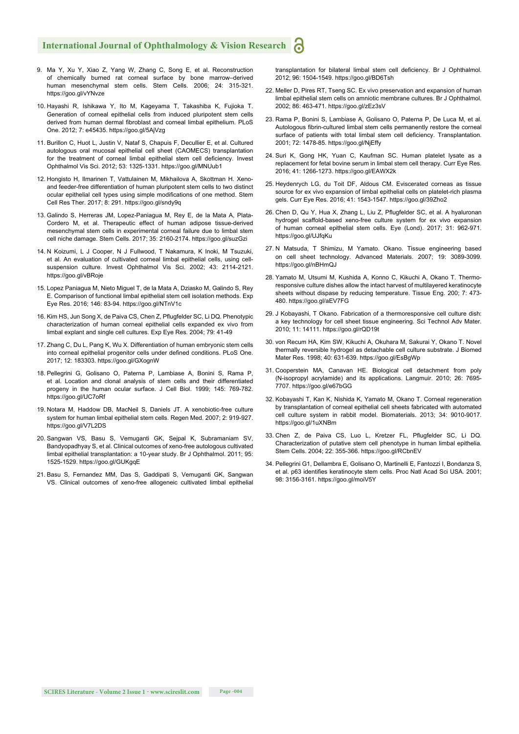9. Ma Y, Xu Y, Xiao Z, Yang W, Zhang C, Song E, et al. Reconstruction of chemically burned rat corneal surface by bone marrow–derived human mesenchymal stem cells. Stem Cells. 2006; 24: 315-321. https://goo.gl/vYNvze

10. Hayashi R, Ishikawa Y, Ito M, Kageyama T, Takashiba K, Fujioka T. Generation of corneal epithelial cells from induced pluripotent stem cells derived from human dermal fibroblast and corneal limbal epithelium. PLoS One. 2012; 7: e45435. https://goo.gl/5AjVzg

11. Burillon C, Huot L, Justin V, Nataf S, Chapuis F, Decullier E, et al. Cultured autologous oral mucosal epithelial cell sheet (CAOMECS) transplantation for the treatment of corneal limbal epithelial stem cell deficiency. Invest Ophthalmol Vis Sci. 2012; 53: 1325-1331. https://goo.gl/MNUub1

12. Hongisto H, Ilmarinen T, Vattulainen M, Mikhailova A, Skottman H. Xeno- and feeder-free differentiation of human pluripotent stem cells to two distinct ocular epithelial cell types using simple modifications of one method. Stem Cell Res Ther. 2017; 8: 291. https://goo.gl/sndy9q

13. Galindo S, Herreras JM, Lopez-Paniagua M, Rey E, de la Mata A, Plata-Cordero M, et al. Therapeutic effect of human adipose tissue-derived mesenchymal stem cells in experimental corneal failure due to limbal stem cell niche damage. Stem Cells. 2017; 35: 2160-2174. https://goo.gl/suzGzi

14. N Koizumi, L J Cooper, N J Fullwood, T Nakamura, K Inoki, M Tsuzuki, et al. An evaluation of cultivated corneal limbal epithelial cells, using cell-suspension culture. Invest Ophthalmol Vis Sci. 2002; 43: 2114-2121. https://goo.gl/vBRoje

15. Lopez Paniagua M, Nieto Miguel T, de la Mata A, Dziasko M, Galindo S, Rey E. Comparison of functional limbal epithelial stem cell isolation methods. Exp Eye Res. 2016; 146: 83-94. https://goo.gl/NTnV1c

16. Kim HS, Jun Song X, de Paiva CS, Chen Z, Pflugfelder SC, Li DQ. Phenotypic characterization of human corneal epithelial cells expanded ex vivo from limbal explant and single cell cultures. Exp Eye Res. 2004; 79: 41-49

17. Zhang C, Du L, Pang K, Wu X. Differentiation of human embryonic stem cells into corneal epithelial progenitor cells under defined conditions. PLoS One. 2017; 12: 183303. https://goo.gl/GXognW

18. Pellegrini G, Golisano O, Paterna P, Lambiase A, Bonini S, Rama P, et al. Location and clonal analysis of stem cells and their differentiated progeny in the human ocular surface. J Cell Biol. 1999; 145: 769-782. https://goo.gl/UC7oRf

19. Notara M, Haddow DB, MacNeil S, Daniels JT. A xenobiotic-free culture system for human limbal epithelial stem cells. Regen Med. 2007; 2: 919-927. https://goo.gl/V7L2DS

20. Sangwan VS, Basu S, Vemuganti GK, Sejpal K, Subramaniam SV, Bandyopadhyay S, et al. Clinical outcomes of xeno-free autologous cultivated limbal epithelial transplantation: a 10-year study. Br J Ophthalmol. 2011; 95: 1525-1529. https://goo.gl/GUKgqE

21. Basu S, Fernandez MM, Das S, Gaddipati S, Vemuganti GK, Sangwan VS. Clinical outcomes of xeno-free allogeneic cultivated limbal epithelial transplantation for bilateral limbal stem cell deficiency. Br J Ophthalmol. 2012; 96: 1504-1549. https://goo.gl/BD6Tsh

22. Meller D, Pires RT, Tseng SC. Ex vivo preservation and expansion of human limbal epithelial stem cells on amniotic membrane cultures. Br J Ophthalmol. 2002; 86: 463-471. https://goo.gl/zEz3sV

23. Rama P, Bonini S, Lambiase A, Golisano O, Paterna P, De Luca M, et al. Autologous fibrin-cultured limbal stem cells permanently restore the corneal surface of patients with total limbal stem cell deficiency. Transplantation. 2001; 72: 1478-85. https://goo.gl/NjEffy

24. Suri K, Gong HK, Yuan C, Kaufman SC. Human platelet lysate as a replacement for fetal bovine serum in limbal stem cell therapy. Curr Eye Res. 2016; 41: 1266-1273. https://goo.gl/EAWX2k

25. Heydenrych LG, du Toit DF, Aldous CM. Eviscerated corneas as tissue source for ex vivo expansion of limbal epithelial cells on platelet-rich plasma gels. Curr Eye Res. 2016; 41: 1543-1547. https://goo.gl/39Zho2

26. Chen D, Qu Y, Hua X, Zhang L, Liu Z, Pflugfelder SC, et al. A hyaluronan hydrogel scaffold-based xeno-free culture system for ex vivo expansion of human corneal epithelial stem cells. Eye (Lond). 2017; 31: 962-971. https://goo.gl/UJfqKu

27. N Matsuda, T Shimizu, M Yamato. Okano. Tissue engineering based on cell sheet technology. Advanced Materials. 2007; 19: 3089-3099. https://goo.gl/nBHmQJ

28. Yamato M, Utsumi M, Kushida A, Konno C, Kikuchi A, Okano T. Thermo-responsive culture dishes allow the intact harvest of multilayered keratinocyte sheets without dispase by reducing temperature. Tissue Eng. 200; 7: 473-480. https://goo.gl/aEV7FG

29. J Kobayashi, T Okano. Fabrication of a thermoresponsive cell culture dish: a key technology for cell sheet tissue engineering. Sci Technol Adv Mater. 2010; 11: 14111. https://goo.gl/rQD19t

30. von Recum HA, Kim SW, Kikuchi A, Okuhara M, Sakurai Y, Okano T. Novel thermally reversible hydrogel as detachable cell culture substrate. J Biomed Mater Res. 1998; 40: 631-639. https://goo.gl/EsBgWp

31. Cooperstein MA, Canavan HE. Biological cell detachment from poly (N-isopropyl acrylamide) and its applications. Langmuir. 2010; 26: 7695-7707. https://goo.gl/e67bGG

32. Kobayashi T, Kan K, Nishida K, Yamato M, Okano T. Corneal regeneration by transplantation of corneal epithelial cell sheets fabricated with automated cell culture system in rabbit model. Biomaterials. 2013; 34: 9010-9017. https://goo.gl/1uXNBm

33. Chen Z, de Paiva CS, Luo L, Kretzer FL, Pflugfelder SC, Li DQ. Characterization of putative stem cell phenotype in human limbal epithelia. Stem Cells. 2004; 22: 355-366. https://goo.gl/RCbnEV

34. Pellegrini G1, Dellambra E, Golisano O, Martinelli E, Fantozzi I, Bondanza S, et al. p63 identifies keratinocyte stem cells. Proc Natl Acad Sci USA. 2001; 98: 3156-3161. https://goo.gl/moiV5Y